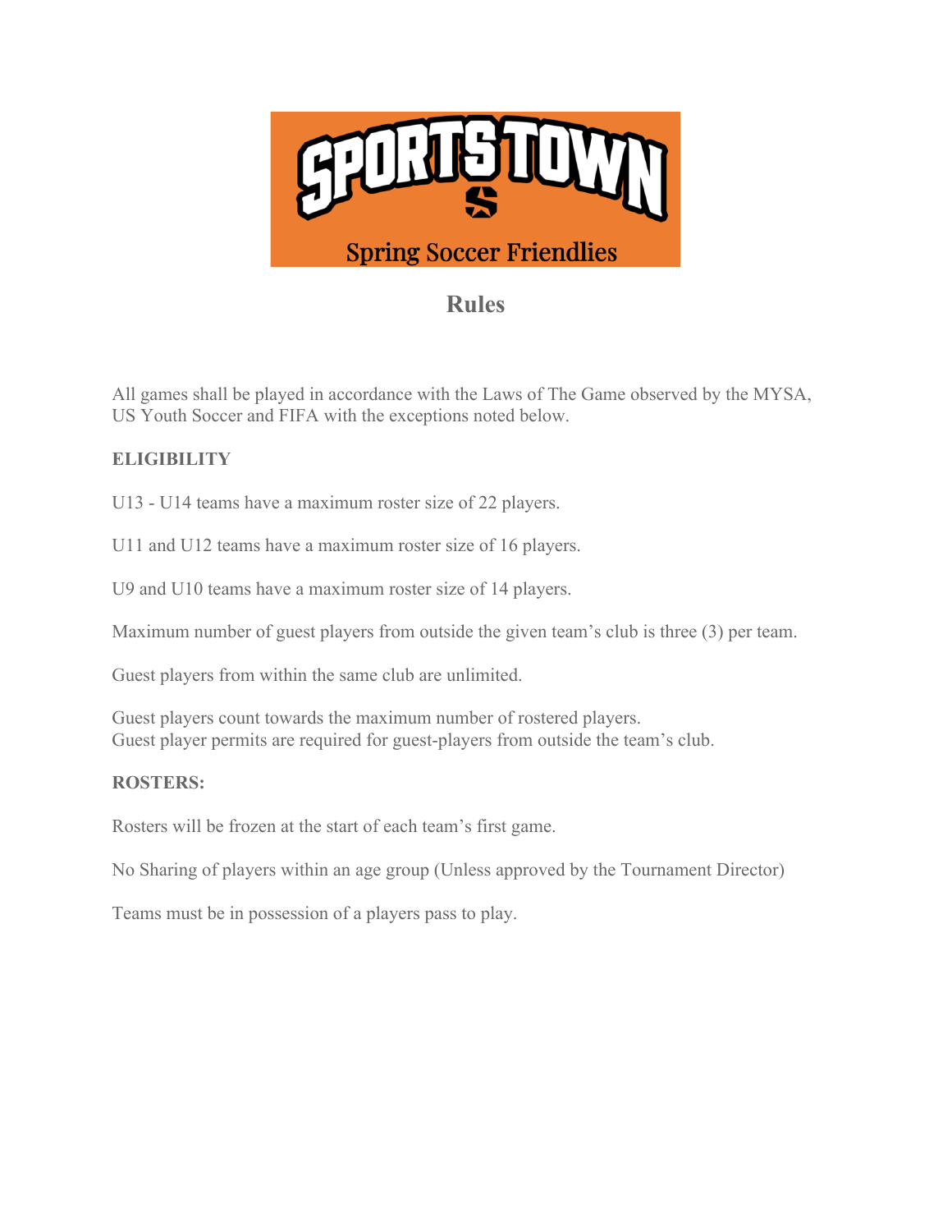# SPORTSTOWN

## Spring Soccer Friendlies

## Rules

All games shall be played in accordance with the Laws of The Game observed by the MYSA, US Youth Soccer and FIFA with the exceptions noted below.

**ELIGIBILITY**

U13 - U14 teams have a maximum roster size of 22 players.

U11 and U12 teams have a maximum roster size of 16 players.

U9 and U10 teams have a maximum roster size of 14 players.

Maximum number of guest players from outside the given team's club is three (3) per team.

Guest players from within the same club are unlimited.

Guest players count towards the maximum number of rostered players.
Guest player permits are required for guest-players from outside the team's club.

**ROSTERS:**

Rosters will be frozen at the start of each team's first game.

No Sharing of players within an age group (Unless approved by the Tournament Director)

Teams must be in possession of a players pass to play.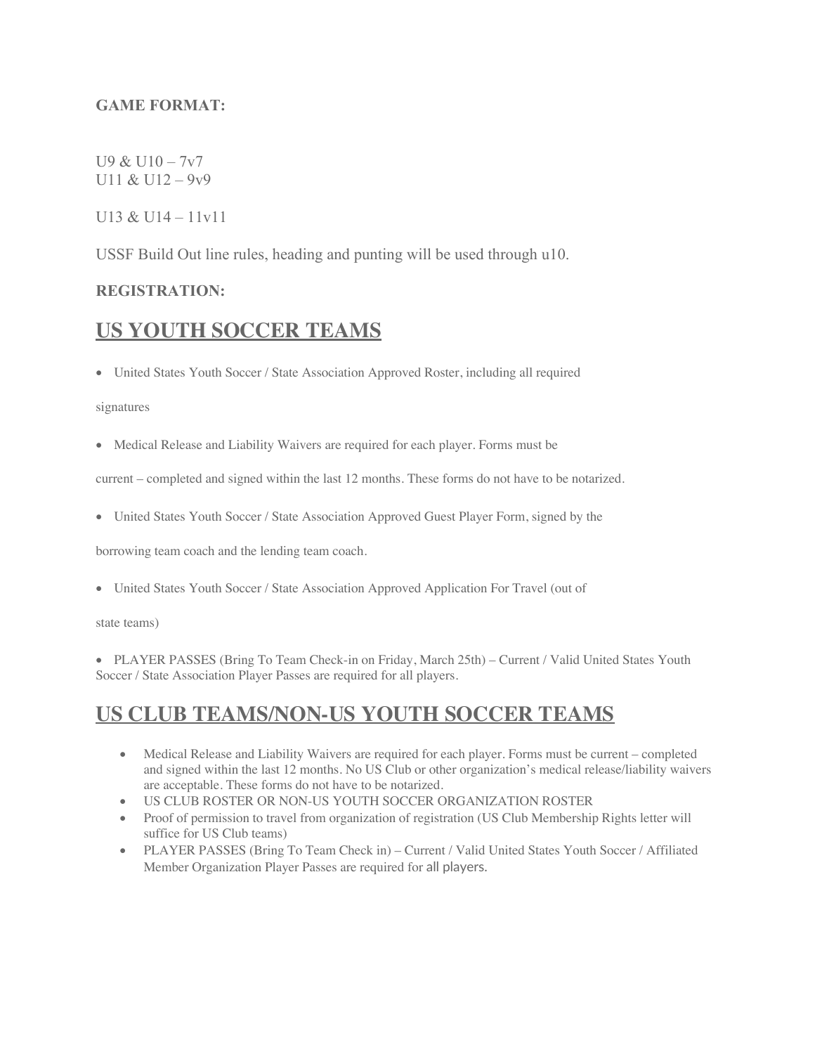**GAME FORMAT:**

U9 & U10 – 7v7
U11 & U12 – 9v9

U13 & U14 – 11v11

USSF Build Out line rules, heading and punting will be used through u10.

**REGISTRATION:**

# US YOUTH SOCCER TEAMS

- United States Youth Soccer / State Association Approved Roster, including all required signatures

- Medical Release and Liability Waivers are required for each player. Forms must be current – completed and signed within the last 12 months. These forms do not have to be notarized.

- United States Youth Soccer / State Association Approved Guest Player Form, signed by the borrowing team coach and the lending team coach.

- United States Youth Soccer / State Association Approved Application For Travel (out of state teams)

- PLAYER PASSES (Bring To Team Check-in on Friday, March 25th) – Current / Valid United States Youth Soccer / State Association Player Passes are required for all players.

# US CLUB TEAMS/NON-US YOUTH SOCCER TEAMS

- Medical Release and Liability Waivers are required for each player. Forms must be current – completed and signed within the last 12 months. No US Club or other organization's medical release/liability waivers are acceptable. These forms do not have to be notarized.
- US CLUB ROSTER OR NON-US YOUTH SOCCER ORGANIZATION ROSTER
- Proof of permission to travel from organization of registration (US Club Membership Rights letter will suffice for US Club teams)
- PLAYER PASSES (Bring To Team Check in) – Current / Valid United States Youth Soccer / Affiliated Member Organization Player Passes are required for all players.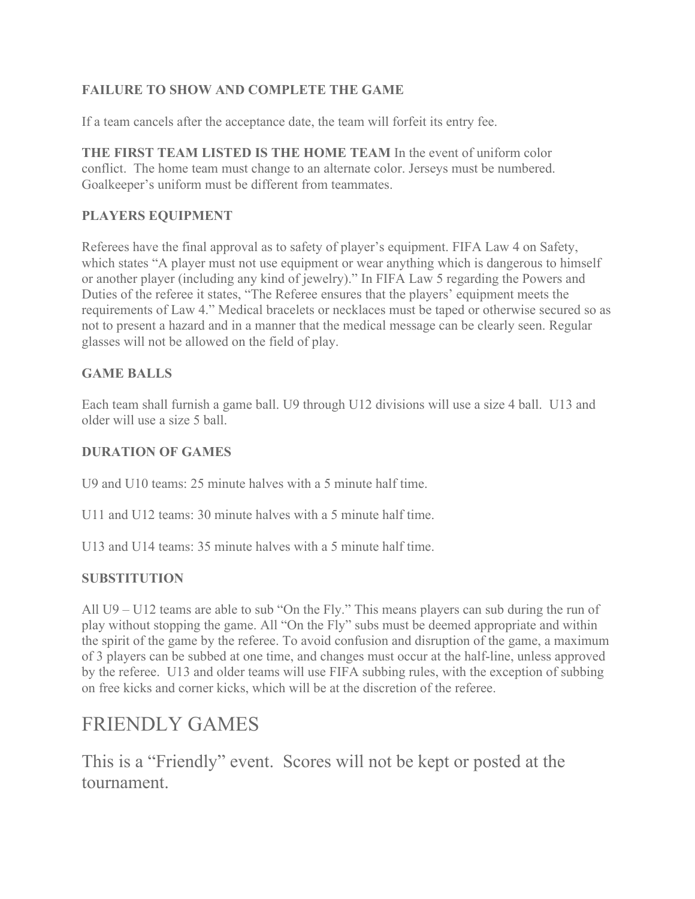**FAILURE TO SHOW AND COMPLETE THE GAME**

If a team cancels after the acceptance date, the team will forfeit its entry fee.

**THE FIRST TEAM LISTED IS THE HOME TEAM** In the event of uniform color conflict.  The home team must change to an alternate color. Jerseys must be numbered. Goalkeeper's uniform must be different from teammates.

**PLAYERS EQUIPMENT**

Referees have the final approval as to safety of player's equipment. FIFA Law 4 on Safety, which states "A player must not use equipment or wear anything which is dangerous to himself or another player (including any kind of jewelry)." In FIFA Law 5 regarding the Powers and Duties of the referee it states, "The Referee ensures that the players' equipment meets the requirements of Law 4." Medical bracelets or necklaces must be taped or otherwise secured so as not to present a hazard and in a manner that the medical message can be clearly seen. Regular glasses will not be allowed on the field of play.

**GAME BALLS**

Each team shall furnish a game ball. U9 through U12 divisions will use a size 4 ball.  U13 and older will use a size 5 ball.

**DURATION OF GAMES**

U9 and U10 teams: 25 minute halves with a 5 minute half time.

U11 and U12 teams: 30 minute halves with a 5 minute half time.

U13 and U14 teams: 35 minute halves with a 5 minute half time.

**SUBSTITUTION**

All U9 – U12 teams are able to sub "On the Fly." This means players can sub during the run of play without stopping the game. All "On the Fly" subs must be deemed appropriate and within the spirit of the game by the referee. To avoid confusion and disruption of the game, a maximum of 3 players can be subbed at one time, and changes must occur at the half-line, unless approved by the referee.  U13 and older teams will use FIFA subbing rules, with the exception of subbing on free kicks and corner kicks, which will be at the discretion of the referee.

# FRIENDLY GAMES

This is a "Friendly" event.  Scores will not be kept or posted at the tournament.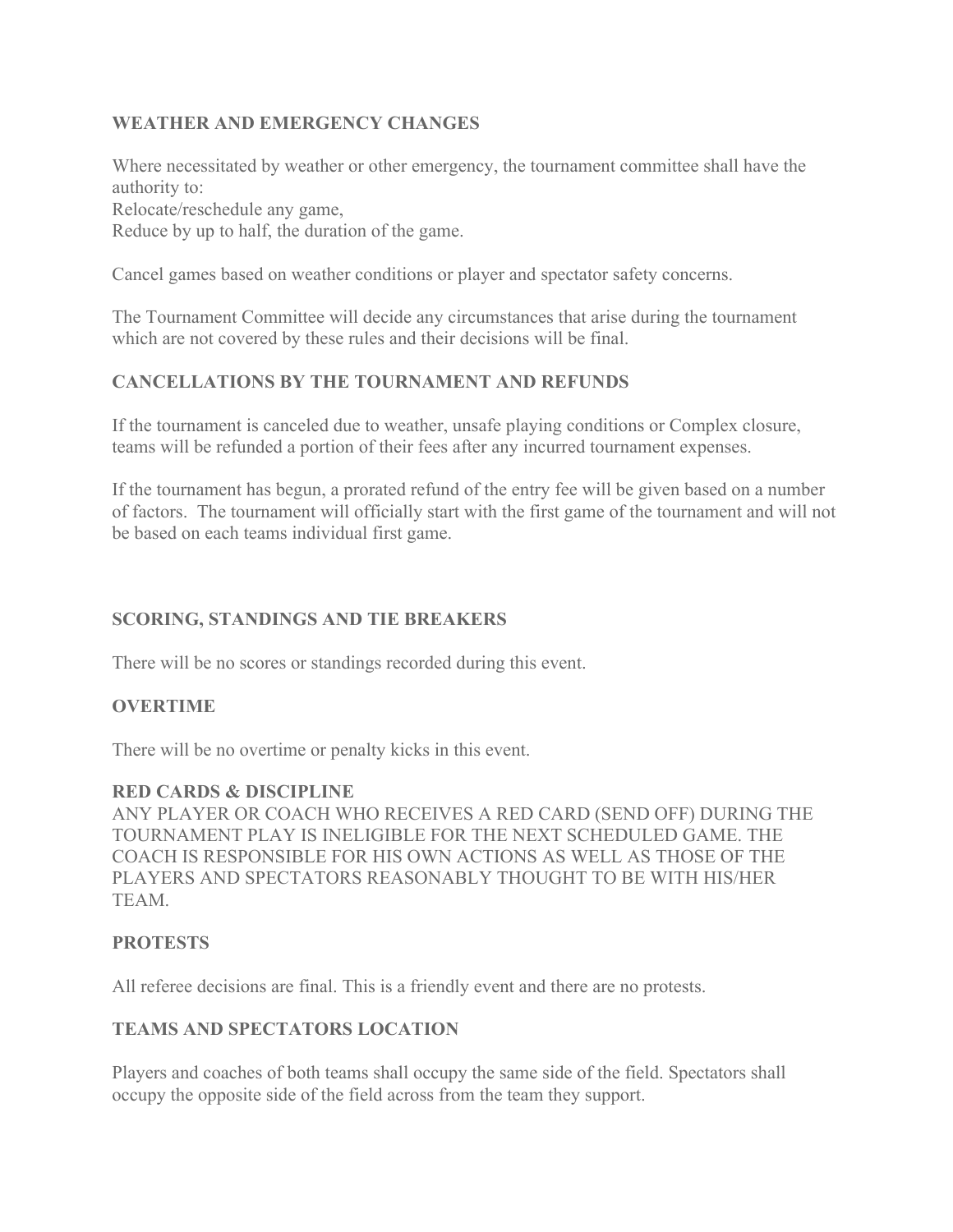**WEATHER AND EMERGENCY CHANGES**

Where necessitated by weather or other emergency, the tournament committee shall have the authority to:
Relocate/reschedule any game,
Reduce by up to half, the duration of the game.

Cancel games based on weather conditions or player and spectator safety concerns.

The Tournament Committee will decide any circumstances that arise during the tournament which are not covered by these rules and their decisions will be final.

**CANCELLATIONS BY THE TOURNAMENT AND REFUNDS**

If the tournament is canceled due to weather, unsafe playing conditions or Complex closure, teams will be refunded a portion of their fees after any incurred tournament expenses.

If the tournament has begun, a prorated refund of the entry fee will be given based on a number of factors. The tournament will officially start with the first game of the tournament and will not be based on each teams individual first game.

**SCORING, STANDINGS AND TIE BREAKERS**

There will be no scores or standings recorded during this event.

**OVERTIME**

There will be no overtime or penalty kicks in this event.

**RED CARDS & DISCIPLINE**

ANY PLAYER OR COACH WHO RECEIVES A RED CARD (SEND OFF) DURING THE TOURNAMENT PLAY IS INELIGIBLE FOR THE NEXT SCHEDULED GAME. THE COACH IS RESPONSIBLE FOR HIS OWN ACTIONS AS WELL AS THOSE OF THE PLAYERS AND SPECTATORS REASONABLY THOUGHT TO BE WITH HIS/HER TEAM.

**PROTESTS**

All referee decisions are final. This is a friendly event and there are no protests.

**TEAMS AND SPECTATORS LOCATION**

Players and coaches of both teams shall occupy the same side of the field. Spectators shall occupy the opposite side of the field across from the team they support.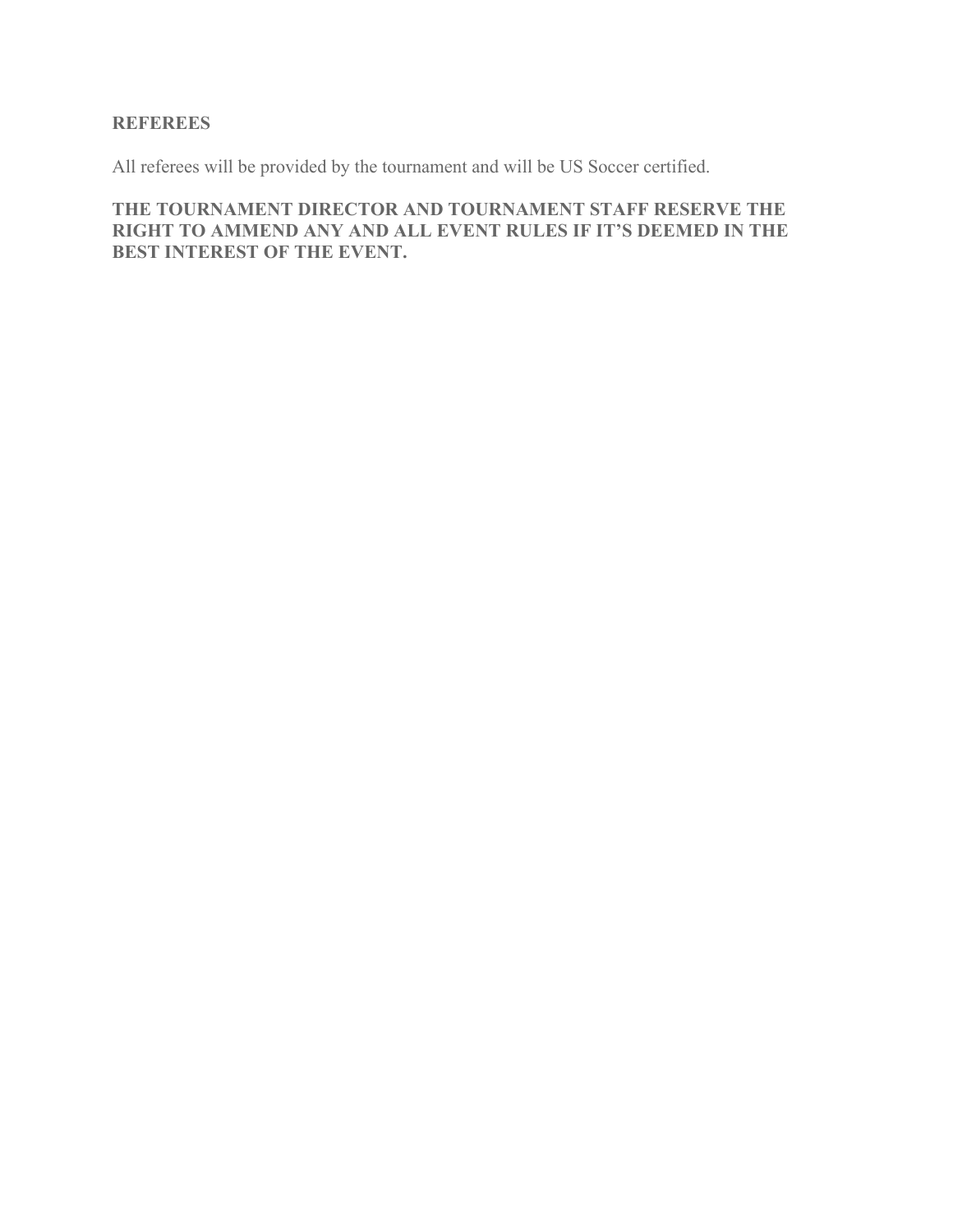**REFEREES**

All referees will be provided by the tournament and will be US Soccer certified.

**THE TOURNAMENT DIRECTOR AND TOURNAMENT STAFF RESERVE THE RIGHT TO AMMEND ANY AND ALL EVENT RULES IF IT'S DEEMED IN THE BEST INTEREST OF THE EVENT.**